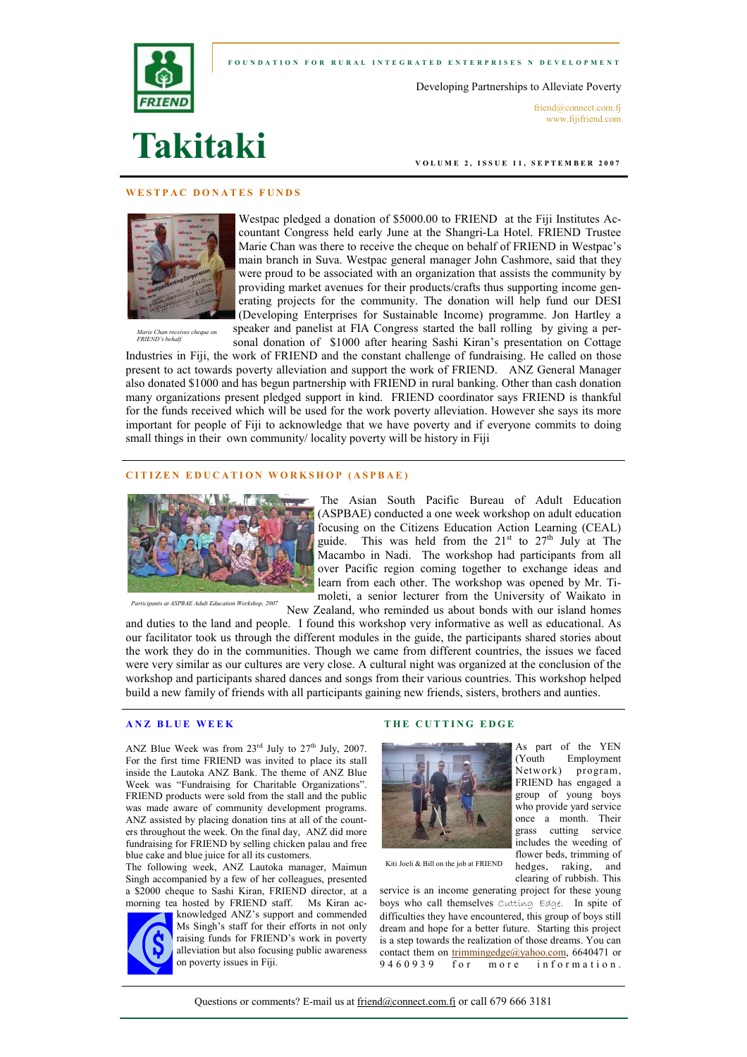FOUNDATION FOR RURAL INTEGRATED ENTERPRISES N DEVELOPMENT

Developing Partnerships to Alleviate Poverty

friend@connect.com.fj
www.fijifriend.com

# Takitaki

VOLUME 2, ISSUE 11, SEPTEMBER 2007

## WESTPAC DONATES FUNDS

Marie Chan receives cheque on FRIEND's behalf.

Westpac pledged a donation of $5000.00 to FRIEND at the Fiji Institutes Accountant Congress held early June at the Shangri-La Hotel. FRIEND Trustee Marie Chan was there to receive the cheque on behalf of FRIEND in Westpac's main branch in Suva. Westpac general manager John Cashmore, said that they were proud to be associated with an organization that assists the community by providing market avenues for their products/crafts thus supporting income generating projects for the community. The donation will help fund our DESI (Developing Enterprises for Sustainable Income) programme. Jon Hartley a speaker and panelist at FIA Congress started the ball rolling by giving a personal donation of $1000 after hearing Sashi Kiran's presentation on Cottage Industries in Fiji, the work of FRIEND and the constant challenge of fundraising. He called on those present to act towards poverty alleviation and support the work of FRIEND. ANZ General Manager also donated $1000 and has begun partnership with FRIEND in rural banking. Other than cash donation many organizations present pledged support in kind. FRIEND coordinator says FRIEND is thankful for the funds received which will be used for the work poverty alleviation. However she says its more important for people of Fiji to acknowledge that we have poverty and if everyone commits to doing small things in their own community/ locality poverty will be history in Fiji

## CITIZEN EDUCATION WORKSHOP (ASPBAE)

Participants at ASPBAE Adult Education Workshop, 2007

The Asian South Pacific Bureau of Adult Education (ASPBAE) conducted a one week workshop on adult education focusing on the Citizens Education Action Learning (CEAL) guide. This was held from the 21st to 27th July at The Macambo in Nadi. The workshop had participants from all over Pacific region coming together to exchange ideas and learn from each other. The workshop was opened by Mr. Timoleti, a senior lecturer from the University of Waikato in New Zealand, who reminded us about bonds with our island homes and duties to the land and people. I found this workshop very informative as well as educational. As our facilitator took us through the different modules in the guide, the participants shared stories about the work they do in the communities. Though we came from different countries, the issues we faced were very similar as our cultures are very close. A cultural night was organized at the conclusion of the workshop and participants shared dances and songs from their various countries. This workshop helped build a new family of friends with all participants gaining new friends, sisters, brothers and aunties.

## ANZ BLUE WEEK

ANZ Blue Week was from 23rd July to 27th July, 2007. For the first time FRIEND was invited to place its stall inside the Lautoka ANZ Bank. The theme of ANZ Blue Week was "Fundraising for Charitable Organizations". FRIEND products were sold from the stall and the public was made aware of community development programs. ANZ assisted by placing donation tins at all of the counters throughout the week. On the final day, ANZ did more fundraising for FRIEND by selling chicken palau and free blue cake and blue juice for all its customers.

The following week, ANZ Lautoka manager, Maimun Singh accompanied by a few of her colleagues, presented a $2000 cheque to Sashi Kiran, FRIEND director, at a morning tea hosted by FRIEND staff. Ms Kiran acknowledged ANZ's support and commended Ms Singh's staff for their efforts in not only raising funds for FRIEND's work in poverty alleviation but also focusing public awareness on poverty issues in Fiji.

## THE CUTTING EDGE

Kiti Joeli & Bill on the job at FRIEND

As part of the YEN (Youth Employment Network) program, FRIEND has engaged a group of young boys who provide yard service once a month. Their grass cutting service includes the weeding of flower beds, trimming of hedges, raking, and clearing of rubbish. This service is an income generating project for these young boys who call themselves Cutting Edge. In spite of difficulties they have encountered, this group of boys still dream and hope for a better future. Starting this project is a step towards the realization of those dreams. You can contact them on trimmingedge@yahoo.com, 6640471 or 9460939 for more information.

Questions or comments? E-mail us at friend@connect.com.fj or call 679 666 3181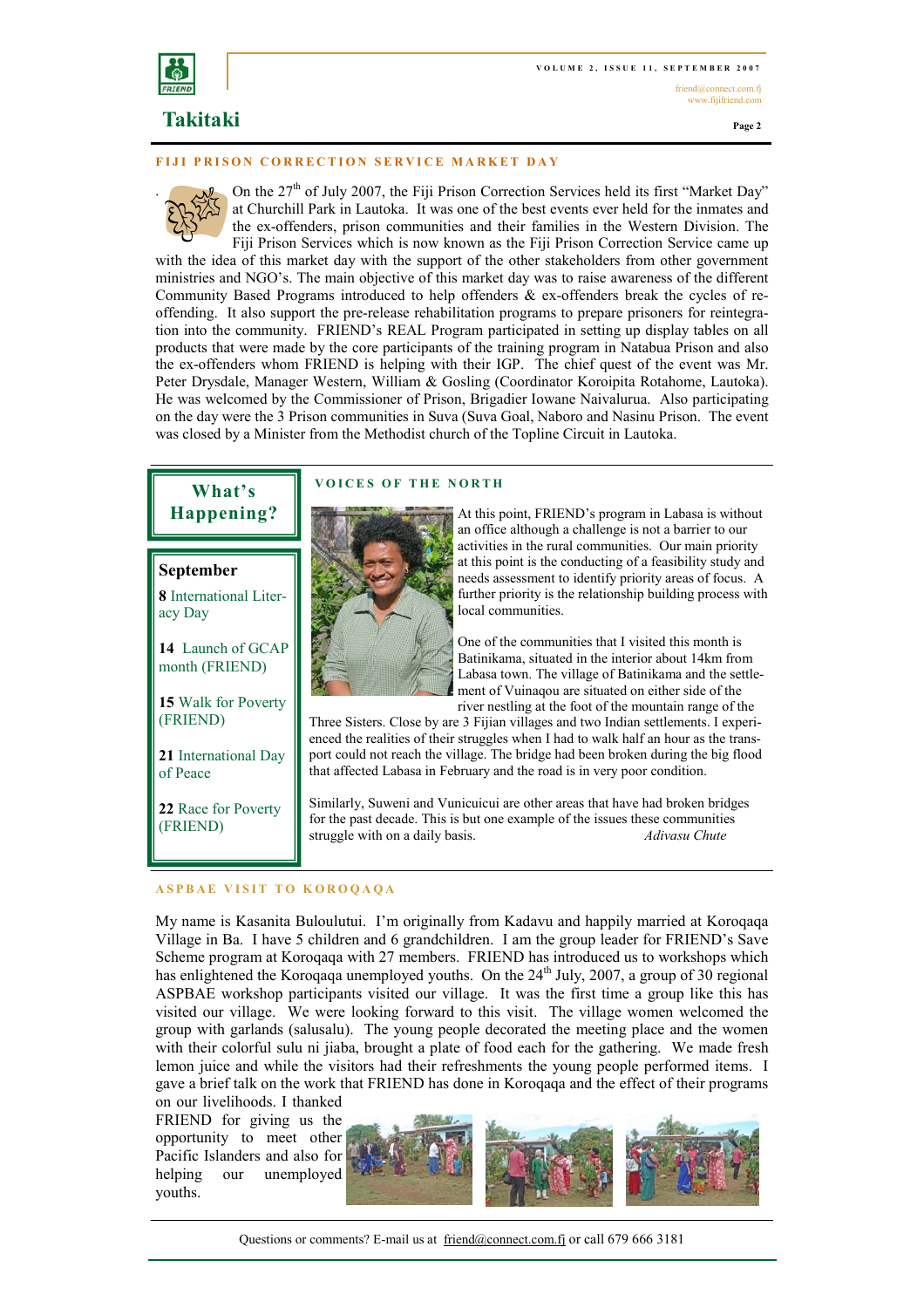## FIJI PRISON CORRECTION SERVICE MARKET DAY

On the 27th of July 2007, the Fiji Prison Correction Services held its first "Market Day" at Churchill Park in Lautoka. It was one of the best events ever held for the inmates and the ex-offenders, prison communities and their families in the Western Division. The Fiji Prison Services which is now known as the Fiji Prison Correction Service came up with the idea of this market day with the support of the other stakeholders from other government ministries and NGO's. The main objective of this market day was to raise awareness of the different Community Based Programs introduced to help offenders & ex-offenders break the cycles of re-offending. It also support the pre-release rehabilitation programs to prepare prisoners for reintegration into the community. FRIEND's REAL Program participated in setting up display tables on all products that were made by the core participants of the training program in Natabua Prison and also the ex-offenders whom FRIEND is helping with their IGP. The chief quest of the event was Mr. Peter Drysdale, Manager Western, William & Gosling (Coordinator Koroipita Rotahome, Lautoka). He was welcomed by the Commissioner of Prison, Brigadier Iowane Naivalurua. Also participating on the day were the 3 Prison communities in Suva (Suva Goal, Naboro and Nasinu Prison. The event was closed by a Minister from the Methodist church of the Topline Circuit in Lautoka.

## What's Happening?

**September**

**8** International Literacy Day

**14** Launch of GCAP month (FRIEND)

**15** Walk for Poverty (FRIEND)

**21** International Day of Peace

**22** Race for Poverty (FRIEND)

## VOICES OF THE NORTH

At this point, FRIEND's program in Labasa is without an office although a challenge is not a barrier to our activities in the rural communities. Our main priority at this point is the conducting of a feasibility study and needs assessment to identify priority areas of focus. A further priority is the relationship building process with local communities.

One of the communities that I visited this month is Batinikama, situated in the interior about 14km from Labasa town. The village of Batinikama and the settlement of Vuinaqou are situated on either side of the river nestling at the foot of the mountain range of the Three Sisters. Close by are 3 Fijian villages and two Indian settlements. I experienced the realities of their struggles when I had to walk half an hour as the transport could not reach the village. The bridge had been broken during the big flood that affected Labasa in February and the road is in very poor condition.

Similarly, Suweni and Vunicuicui are other areas that have had broken bridges for the past decade. This is but one example of the issues these communities struggle with on a daily basis.

*Adivasu Chute*

## ASPBAE VISIT TO KOROQAQA

My name is Kasanita Buloulutui. I'm originally from Kadavu and happily married at Koroqaqa Village in Ba. I have 5 children and 6 grandchildren. I am the group leader for FRIEND's Save Scheme program at Koroqaqa with 27 members. FRIEND has introduced us to workshops which has enlightened the Koroqaqa unemployed youths. On the 24th July, 2007, a group of 30 regional ASPBAE workshop participants visited our village. It was the first time a group like this has visited our village. We were looking forward to this visit. The village women welcomed the group with garlands (salusalu). The young people decorated the meeting place and the women with their colorful sulu ni jiaba, brought a plate of food each for the gathering. We made fresh lemon juice and while the visitors had their refreshments the young people performed items. I gave a brief talk on the work that FRIEND has done in Koroqaqa and the effect of their programs on our livelihoods. I thanked FRIEND for giving us the opportunity to meet other Pacific Islanders and also for helping our unemployed youths.

Questions or comments? E-mail us at friend@connect.com.fj or call 679 666 3181